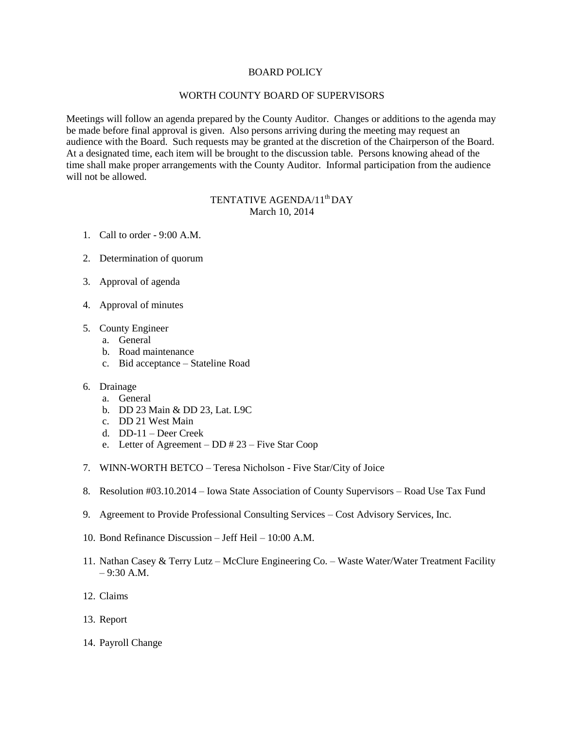# BOARD POLICY

## WORTH COUNTY BOARD OF SUPERVISORS

Meetings will follow an agenda prepared by the County Auditor. Changes or additions to the agenda may be made before final approval is given. Also persons arriving during the meeting may request an audience with the Board. Such requests may be granted at the discretion of the Chairperson of the Board. At a designated time, each item will be brought to the discussion table. Persons knowing ahead of the time shall make proper arrangements with the County Auditor. Informal participation from the audience will not be allowed.

### TENTATIVE AGENDA/11th DAY
March 10, 2014

1. Call to order - 9:00 A.M.

2. Determination of quorum

3. Approval of agenda

4. Approval of minutes

5. County Engineer
   a. General
   b. Road maintenance
   c. Bid acceptance – Stateline Road

6. Drainage
   a. General
   b. DD 23 Main & DD 23, Lat. L9C
   c. DD 21 West Main
   d. DD-11 – Deer Creek
   e. Letter of Agreement – DD # 23 – Five Star Coop

7. WINN-WORTH BETCO – Teresa Nicholson - Five Star/City of Joice

8. Resolution #03.10.2014 – Iowa State Association of County Supervisors – Road Use Tax Fund

9. Agreement to Provide Professional Consulting Services – Cost Advisory Services, Inc.

10. Bond Refinance Discussion – Jeff Heil – 10:00 A.M.

11. Nathan Casey & Terry Lutz – McClure Engineering Co. – Waste Water/Water Treatment Facility – 9:30 A.M.

12. Claims

13. Report

14. Payroll Change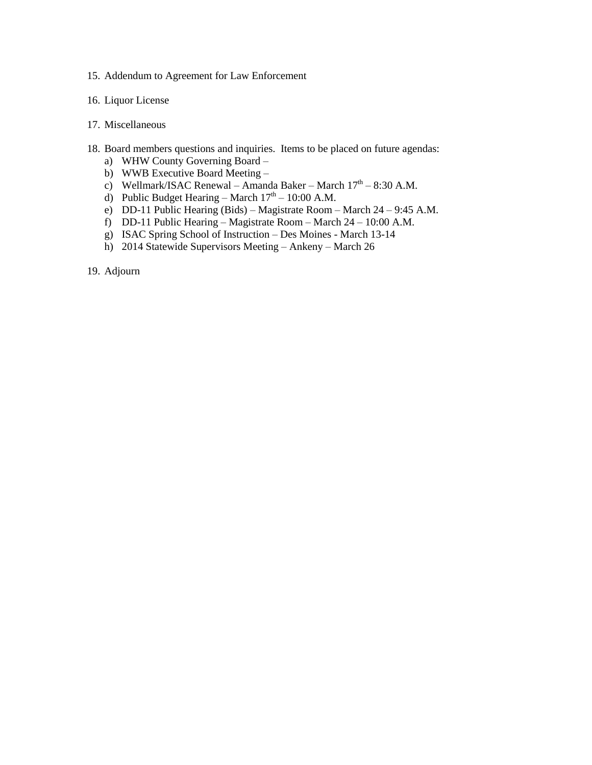15. Addendum to Agreement for Law Enforcement

16. Liquor License

17. Miscellaneous

18. Board members questions and inquiries. Items to be placed on future agendas:
    a) WHW County Governing Board –
    b) WWB Executive Board Meeting –
    c) Wellmark/ISAC Renewal – Amanda Baker – March 17th – 8:30 A.M.
    d) Public Budget Hearing – March 17th – 10:00 A.M.
    e) DD-11 Public Hearing (Bids) – Magistrate Room – March 24 – 9:45 A.M.
    f) DD-11 Public Hearing – Magistrate Room – March 24 – 10:00 A.M.
    g) ISAC Spring School of Instruction – Des Moines - March 13-14
    h) 2014 Statewide Supervisors Meeting – Ankeny – March 26

19. Adjourn